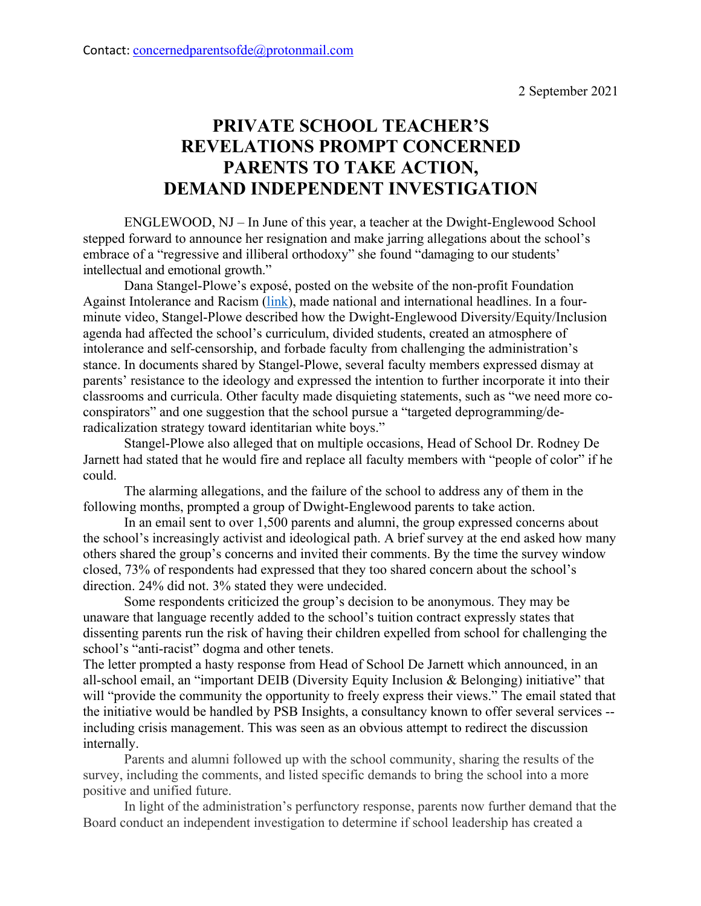Contact: concernedparentsofde@protonmail.com

2 September 2021

# PRIVATE SCHOOL TEACHER'S REVELATIONS PROMPT CONCERNED PARENTS TO TAKE ACTION, DEMAND INDEPENDENT INVESTIGATION

ENGLEWOOD, NJ – In June of this year, a teacher at the Dwight-Englewood School stepped forward to announce her resignation and make jarring allegations about the school's embrace of a "regressive and illiberal orthodoxy" she found "damaging to our students' intellectual and emotional growth."

Dana Stangel-Plowe's exposé, posted on the website of the non-profit Foundation Against Intolerance and Racism (link), made national and international headlines. In a four-minute video, Stangel-Plowe described how the Dwight-Englewood Diversity/Equity/Inclusion agenda had affected the school's curriculum, divided students, created an atmosphere of intolerance and self-censorship, and forbade faculty from challenging the administration's stance. In documents shared by Stangel-Plowe, several faculty members expressed dismay at parents' resistance to the ideology and expressed the intention to further incorporate it into their classrooms and curricula. Other faculty made disquieting statements, such as "we need more co-conspirators" and one suggestion that the school pursue a "targeted deprogramming/de-radicalization strategy toward identitarian white boys."

Stangel-Plowe also alleged that on multiple occasions, Head of School Dr. Rodney De Jarnett had stated that he would fire and replace all faculty members with "people of color" if he could.

The alarming allegations, and the failure of the school to address any of them in the following months, prompted a group of Dwight-Englewood parents to take action.

In an email sent to over 1,500 parents and alumni, the group expressed concerns about the school's increasingly activist and ideological path. A brief survey at the end asked how many others shared the group's concerns and invited their comments. By the time the survey window closed, 73% of respondents had expressed that they too shared concern about the school's direction. 24% did not. 3% stated they were undecided.

Some respondents criticized the group's decision to be anonymous. They may be unaware that language recently added to the school's tuition contract expressly states that dissenting parents run the risk of having their children expelled from school for challenging the school's "anti-racist" dogma and other tenets.

The letter prompted a hasty response from Head of School De Jarnett which announced, in an all-school email, an "important DEIB (Diversity Equity Inclusion & Belonging) initiative" that will "provide the community the opportunity to freely express their views." The email stated that the initiative would be handled by PSB Insights, a consultancy known to offer several services -- including crisis management. This was seen as an obvious attempt to redirect the discussion internally.

Parents and alumni followed up with the school community, sharing the results of the survey, including the comments, and listed specific demands to bring the school into a more positive and unified future.

In light of the administration's perfunctory response, parents now further demand that the Board conduct an independent investigation to determine if school leadership has created a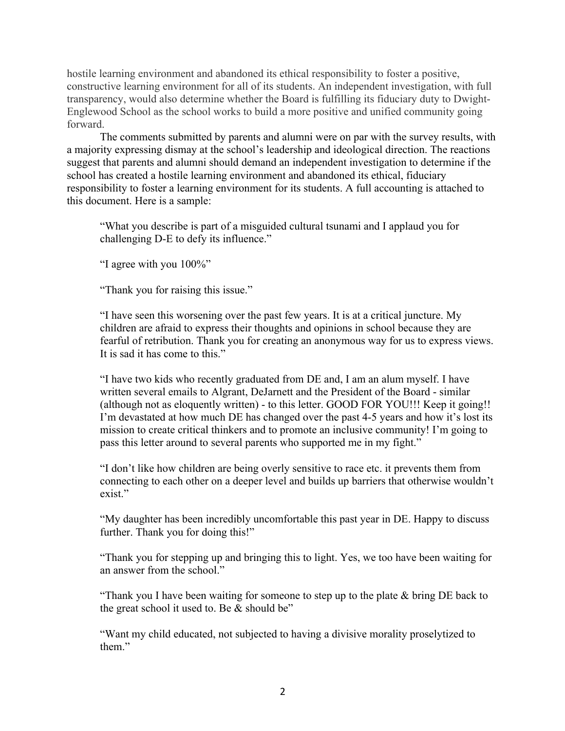hostile learning environment and abandoned its ethical responsibility to foster a positive, constructive learning environment for all of its students. An independent investigation, with full transparency, would also determine whether the Board is fulfilling its fiduciary duty to Dwight-Englewood School as the school works to build a more positive and unified community going forward.

The comments submitted by parents and alumni were on par with the survey results, with a majority expressing dismay at the school's leadership and ideological direction. The reactions suggest that parents and alumni should demand an independent investigation to determine if the school has created a hostile learning environment and abandoned its ethical, fiduciary responsibility to foster a learning environment for its students. A full accounting is attached to this document. Here is a sample:

> "What you describe is part of a misguided cultural tsunami and I applaud you for challenging D-E to defy its influence."
>
> "I agree with you 100%"
>
> "Thank you for raising this issue."
>
> "I have seen this worsening over the past few years. It is at a critical juncture. My children are afraid to express their thoughts and opinions in school because they are fearful of retribution. Thank you for creating an anonymous way for us to express views. It is sad it has come to this."
>
> "I have two kids who recently graduated from DE and, I am an alum myself. I have written several emails to Algrant, DeJarnett and the President of the Board - similar (although not as eloquently written) - to this letter. GOOD FOR YOU!!! Keep it going!! I'm devastated at how much DE has changed over the past 4-5 years and how it's lost its mission to create critical thinkers and to promote an inclusive community! I'm going to pass this letter around to several parents who supported me in my fight."
>
> "I don't like how children are being overly sensitive to race etc. it prevents them from connecting to each other on a deeper level and builds up barriers that otherwise wouldn't exist."
>
> "My daughter has been incredibly uncomfortable this past year in DE. Happy to discuss further. Thank you for doing this!"
>
> "Thank you for stepping up and bringing this to light. Yes, we too have been waiting for an answer from the school."
>
> "Thank you I have been waiting for someone to step up to the plate & bring DE back to the great school it used to. Be & should be"
>
> "Want my child educated, not subjected to having a divisive morality proselytized to them."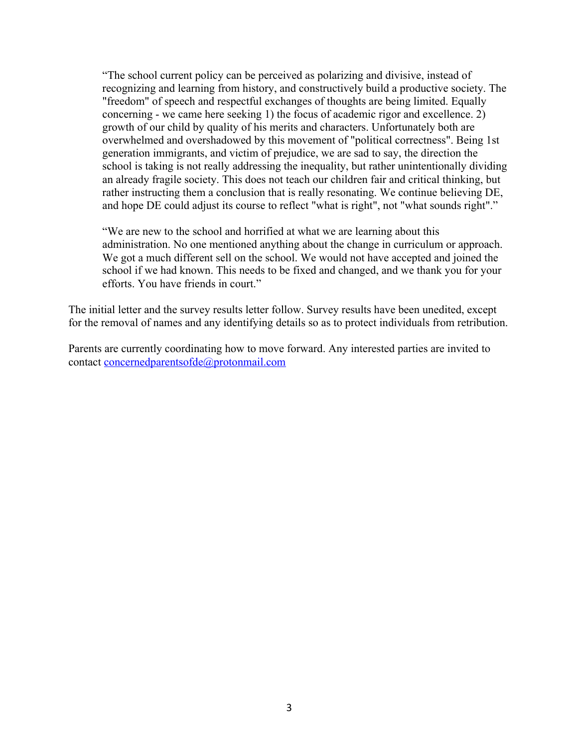> "The school current policy can be perceived as polarizing and divisive, instead of recognizing and learning from history, and constructively build a productive society. The "freedom" of speech and respectful exchanges of thoughts are being limited. Equally concerning - we came here seeking 1) the focus of academic rigor and excellence. 2) growth of our child by quality of his merits and characters. Unfortunately both are overwhelmed and overshadowed by this movement of "political correctness". Being 1st generation immigrants, and victim of prejudice, we are sad to say, the direction the school is taking is not really addressing the inequality, but rather unintentionally dividing an already fragile society. This does not teach our children fair and critical thinking, but rather instructing them a conclusion that is really resonating. We continue believing DE, and hope DE could adjust its course to reflect "what is right", not "what sounds right"."

> "We are new to the school and horrified at what we are learning about this administration. No one mentioned anything about the change in curriculum or approach. We got a much different sell on the school. We would not have accepted and joined the school if we had known. This needs to be fixed and changed, and we thank you for your efforts. You have friends in court."

The initial letter and the survey results letter follow. Survey results have been unedited, except for the removal of names and any identifying details so as to protect individuals from retribution.

Parents are currently coordinating how to move forward. Any interested parties are invited to contact [concernedparentsofde@protonmail.com](mailto:concernedparentsofde@protonmail.com)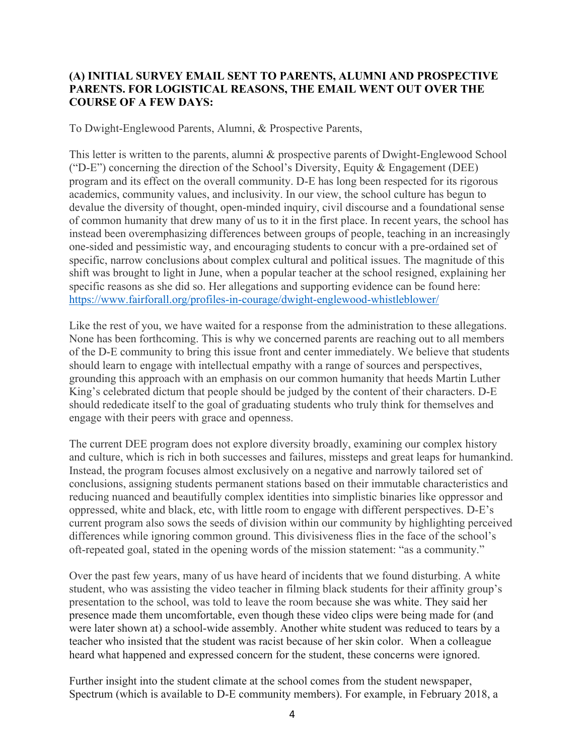**(A) INITIAL SURVEY EMAIL SENT TO PARENTS, ALUMNI AND PROSPECTIVE PARENTS. FOR LOGISTICAL REASONS, THE EMAIL WENT OUT OVER THE COURSE OF A FEW DAYS:**

To Dwight-Englewood Parents, Alumni, & Prospective Parents,

This letter is written to the parents, alumni & prospective parents of Dwight-Englewood School ("D-E") concerning the direction of the School's Diversity, Equity & Engagement (DEE) program and its effect on the overall community. D-E has long been respected for its rigorous academics, community values, and inclusivity. In our view, the school culture has begun to devalue the diversity of thought, open-minded inquiry, civil discourse and a foundational sense of common humanity that drew many of us to it in the first place. In recent years, the school has instead been overemphasizing differences between groups of people, teaching in an increasingly one-sided and pessimistic way, and encouraging students to concur with a pre-ordained set of specific, narrow conclusions about complex cultural and political issues. The magnitude of this shift was brought to light in June, when a popular teacher at the school resigned, explaining her specific reasons as she did so. Her allegations and supporting evidence can be found here: https://www.fairforall.org/profiles-in-courage/dwight-englewood-whistleblower/

Like the rest of you, we have waited for a response from the administration to these allegations. None has been forthcoming. This is why we concerned parents are reaching out to all members of the D-E community to bring this issue front and center immediately. We believe that students should learn to engage with intellectual empathy with a range of sources and perspectives, grounding this approach with an emphasis on our common humanity that heeds Martin Luther King's celebrated dictum that people should be judged by the content of their characters. D-E should rededicate itself to the goal of graduating students who truly think for themselves and engage with their peers with grace and openness.

The current DEE program does not explore diversity broadly, examining our complex history and culture, which is rich in both successes and failures, missteps and great leaps for humankind. Instead, the program focuses almost exclusively on a negative and narrowly tailored set of conclusions, assigning students permanent stations based on their immutable characteristics and reducing nuanced and beautifully complex identities into simplistic binaries like oppressor and oppressed, white and black, etc, with little room to engage with different perspectives. D-E's current program also sows the seeds of division within our community by highlighting perceived differences while ignoring common ground. This divisiveness flies in the face of the school's oft-repeated goal, stated in the opening words of the mission statement: "as a community."

Over the past few years, many of us have heard of incidents that we found disturbing. A white student, who was assisting the video teacher in filming black students for their affinity group's presentation to the school, was told to leave the room because she was white. They said her presence made them uncomfortable, even though these video clips were being made for (and were later shown at) a school-wide assembly. Another white student was reduced to tears by a teacher who insisted that the student was racist because of her skin color. When a colleague heard what happened and expressed concern for the student, these concerns were ignored.

Further insight into the student climate at the school comes from the student newspaper, Spectrum (which is available to D-E community members). For example, in February 2018, a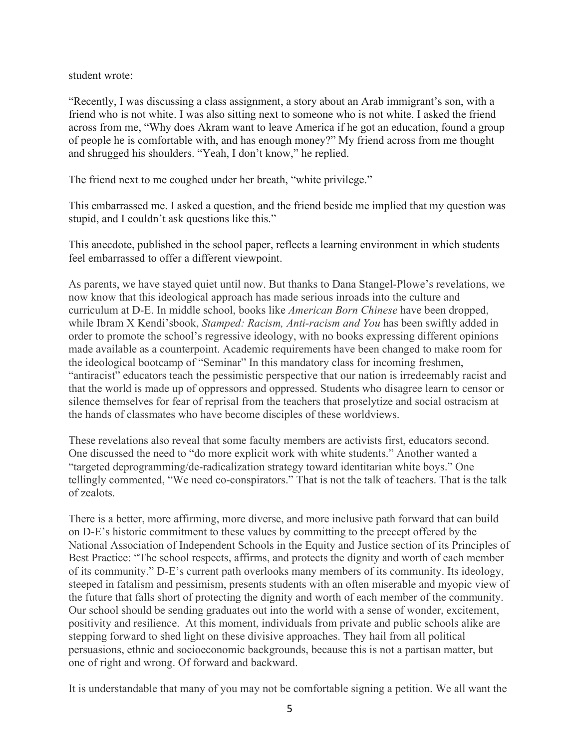student wrote:

"Recently, I was discussing a class assignment, a story about an Arab immigrant's son, with a friend who is not white. I was also sitting next to someone who is not white. I asked the friend across from me, "Why does Akram want to leave America if he got an education, found a group of people he is comfortable with, and has enough money?" My friend across from me thought and shrugged his shoulders. "Yeah, I don't know," he replied.

The friend next to me coughed under her breath, "white privilege."

This embarrassed me. I asked a question, and the friend beside me implied that my question was stupid, and I couldn't ask questions like this."

This anecdote, published in the school paper, reflects a learning environment in which students feel embarrassed to offer a different viewpoint.

As parents, we have stayed quiet until now. But thanks to Dana Stangel-Plowe's revelations, we now know that this ideological approach has made serious inroads into the culture and curriculum at D-E. In middle school, books like *American Born Chinese* have been dropped, while Ibram X Kendi'sbook, *Stamped: Racism, Anti-racism and You* has been swiftly added in order to promote the school's regressive ideology, with no books expressing different opinions made available as a counterpoint. Academic requirements have been changed to make room for the ideological bootcamp of "Seminar" In this mandatory class for incoming freshmen, "antiracist" educators teach the pessimistic perspective that our nation is irredeemably racist and that the world is made up of oppressors and oppressed. Students who disagree learn to censor or silence themselves for fear of reprisal from the teachers that proselytize and social ostracism at the hands of classmates who have become disciples of these worldviews.

These revelations also reveal that some faculty members are activists first, educators second. One discussed the need to "do more explicit work with white students." Another wanted a "targeted deprogramming/de-radicalization strategy toward identitarian white boys." One tellingly commented, "We need co-conspirators." That is not the talk of teachers. That is the talk of zealots.

There is a better, more affirming, more diverse, and more inclusive path forward that can build on D-E's historic commitment to these values by committing to the precept offered by the National Association of Independent Schools in the Equity and Justice section of its Principles of Best Practice: "The school respects, affirms, and protects the dignity and worth of each member of its community." D-E's current path overlooks many members of its community. Its ideology, steeped in fatalism and pessimism, presents students with an often miserable and myopic view of the future that falls short of protecting the dignity and worth of each member of the community. Our school should be sending graduates out into the world with a sense of wonder, excitement, positivity and resilience. At this moment, individuals from private and public schools alike are stepping forward to shed light on these divisive approaches. They hail from all political persuasions, ethnic and socioeconomic backgrounds, because this is not a partisan matter, but one of right and wrong. Of forward and backward.

It is understandable that many of you may not be comfortable signing a petition. We all want the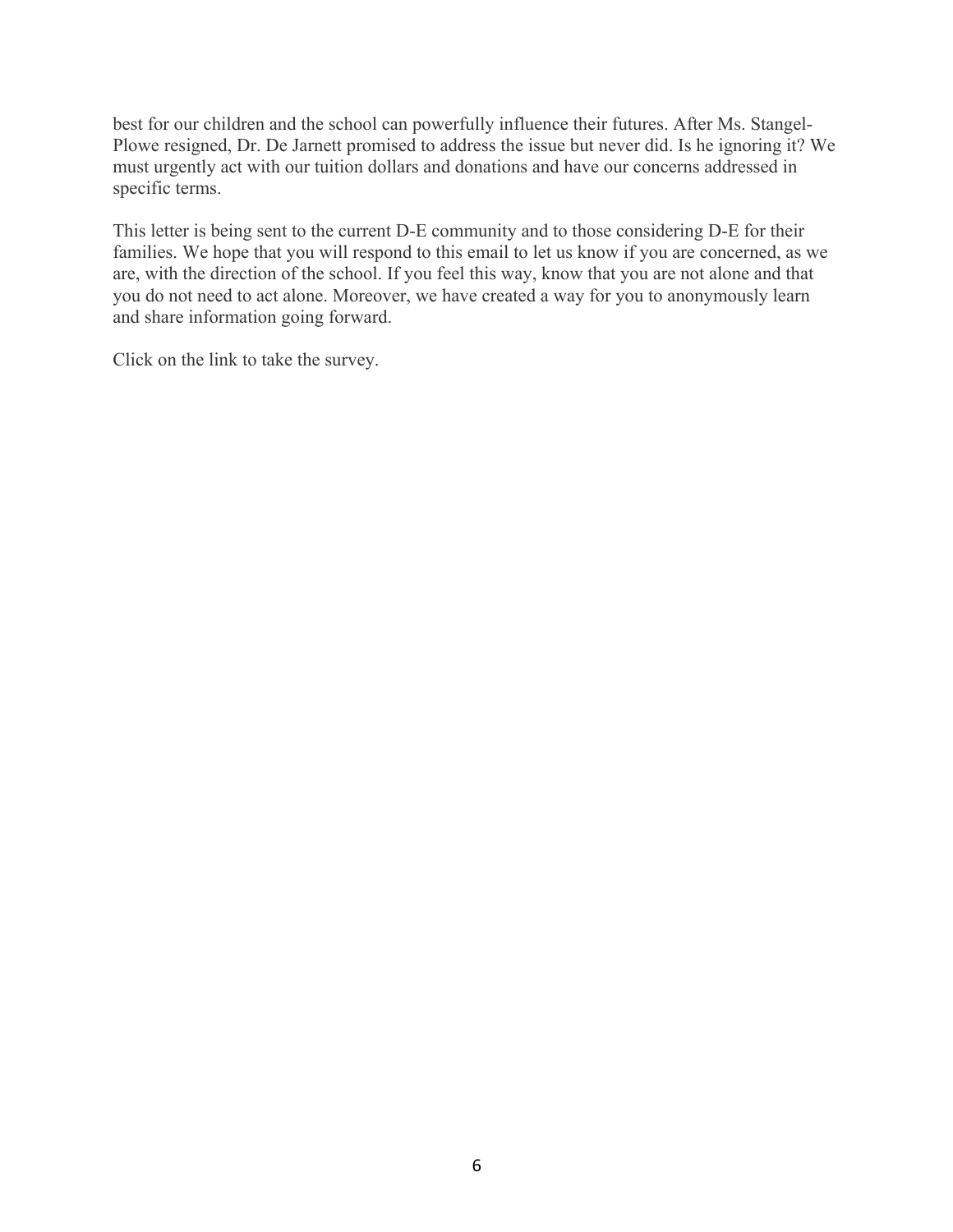best for our children and the school can powerfully influence their futures. After Ms. Stangel-Plowe resigned, Dr. De Jarnett promised to address the issue but never did. Is he ignoring it? We must urgently act with our tuition dollars and donations and have our concerns addressed in specific terms.

This letter is being sent to the current D-E community and to those considering D-E for their families. We hope that you will respond to this email to let us know if you are concerned, as we are, with the direction of the school. If you feel this way, know that you are not alone and that you do not need to act alone. Moreover, we have created a way for you to anonymously learn and share information going forward.

Click on the link to take the survey.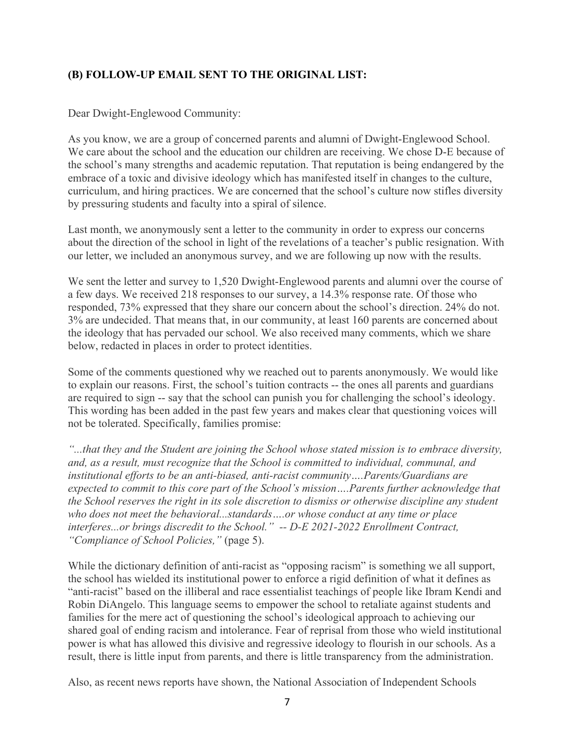## (B) FOLLOW-UP EMAIL SENT TO THE ORIGINAL LIST:

Dear Dwight-Englewood Community:

As you know, we are a group of concerned parents and alumni of Dwight-Englewood School. We care about the school and the education our children are receiving. We chose D-E because of the school's many strengths and academic reputation. That reputation is being endangered by the embrace of a toxic and divisive ideology which has manifested itself in changes to the culture, curriculum, and hiring practices. We are concerned that the school's culture now stifles diversity by pressuring students and faculty into a spiral of silence.

Last month, we anonymously sent a letter to the community in order to express our concerns about the direction of the school in light of the revelations of a teacher's public resignation. With our letter, we included an anonymous survey, and we are following up now with the results.

We sent the letter and survey to 1,520 Dwight-Englewood parents and alumni over the course of a few days. We received 218 responses to our survey, a 14.3% response rate. Of those who responded, 73% expressed that they share our concern about the school's direction. 24% do not. 3% are undecided. That means that, in our community, at least 160 parents are concerned about the ideology that has pervaded our school. We also received many comments, which we share below, redacted in places in order to protect identities.

Some of the comments questioned why we reached out to parents anonymously. We would like to explain our reasons. First, the school's tuition contracts -- the ones all parents and guardians are required to sign -- say that the school can punish you for challenging the school's ideology. This wording has been added in the past few years and makes clear that questioning voices will not be tolerated. Specifically, families promise:

*"...that they and the Student are joining the School whose stated mission is to embrace diversity, and, as a result, must recognize that the School is committed to individual, communal, and institutional efforts to be an anti-biased, anti-racist community….Parents/Guardians are expected to commit to this core part of the School's mission….Parents further acknowledge that the School reserves the right in its sole discretion to dismiss or otherwise discipline any student who does not meet the behavioral...standards….or whose conduct at any time or place interferes...or brings discredit to the School." -- D-E 2021-2022 Enrollment Contract, "Compliance of School Policies,"* (page 5).

While the dictionary definition of anti-racist as "opposing racism" is something we all support, the school has wielded its institutional power to enforce a rigid definition of what it defines as "anti-racist" based on the illiberal and race essentialist teachings of people like Ibram Kendi and Robin DiAngelo. This language seems to empower the school to retaliate against students and families for the mere act of questioning the school's ideological approach to achieving our shared goal of ending racism and intolerance. Fear of reprisal from those who wield institutional power is what has allowed this divisive and regressive ideology to flourish in our schools. As a result, there is little input from parents, and there is little transparency from the administration.

Also, as recent news reports have shown, the National Association of Independent Schools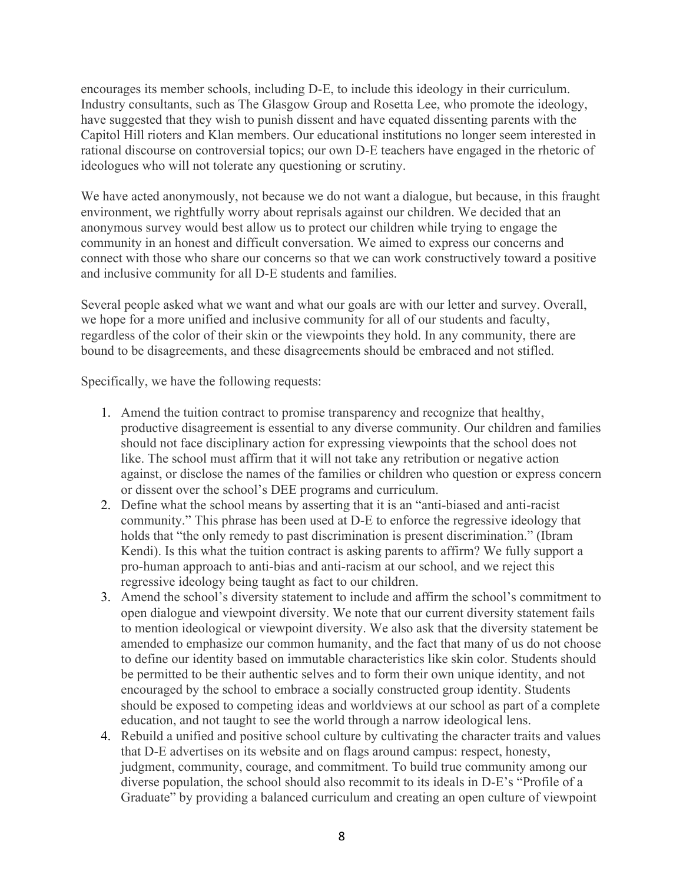encourages its member schools, including D-E, to include this ideology in their curriculum. Industry consultants, such as The Glasgow Group and Rosetta Lee, who promote the ideology, have suggested that they wish to punish dissent and have equated dissenting parents with the Capitol Hill rioters and Klan members. Our educational institutions no longer seem interested in rational discourse on controversial topics; our own D-E teachers have engaged in the rhetoric of ideologues who will not tolerate any questioning or scrutiny.

We have acted anonymously, not because we do not want a dialogue, but because, in this fraught environment, we rightfully worry about reprisals against our children. We decided that an anonymous survey would best allow us to protect our children while trying to engage the community in an honest and difficult conversation. We aimed to express our concerns and connect with those who share our concerns so that we can work constructively toward a positive and inclusive community for all D-E students and families.

Several people asked what we want and what our goals are with our letter and survey. Overall, we hope for a more unified and inclusive community for all of our students and faculty, regardless of the color of their skin or the viewpoints they hold. In any community, there are bound to be disagreements, and these disagreements should be embraced and not stifled.

Specifically, we have the following requests:

1. Amend the tuition contract to promise transparency and recognize that healthy, productive disagreement is essential to any diverse community. Our children and families should not face disciplinary action for expressing viewpoints that the school does not like. The school must affirm that it will not take any retribution or negative action against, or disclose the names of the families or children who question or express concern or dissent over the school's DEE programs and curriculum.
2. Define what the school means by asserting that it is an "anti-biased and anti-racist community." This phrase has been used at D-E to enforce the regressive ideology that holds that "the only remedy to past discrimination is present discrimination." (Ibram Kendi). Is this what the tuition contract is asking parents to affirm? We fully support a pro-human approach to anti-bias and anti-racism at our school, and we reject this regressive ideology being taught as fact to our children.
3. Amend the school's diversity statement to include and affirm the school's commitment to open dialogue and viewpoint diversity. We note that our current diversity statement fails to mention ideological or viewpoint diversity. We also ask that the diversity statement be amended to emphasize our common humanity, and the fact that many of us do not choose to define our identity based on immutable characteristics like skin color. Students should be permitted to be their authentic selves and to form their own unique identity, and not encouraged by the school to embrace a socially constructed group identity. Students should be exposed to competing ideas and worldviews at our school as part of a complete education, and not taught to see the world through a narrow ideological lens.
4. Rebuild a unified and positive school culture by cultivating the character traits and values that D-E advertises on its website and on flags around campus: respect, honesty, judgment, community, courage, and commitment. To build true community among our diverse population, the school should also recommit to its ideals in D-E's "Profile of a Graduate" by providing a balanced curriculum and creating an open culture of viewpoint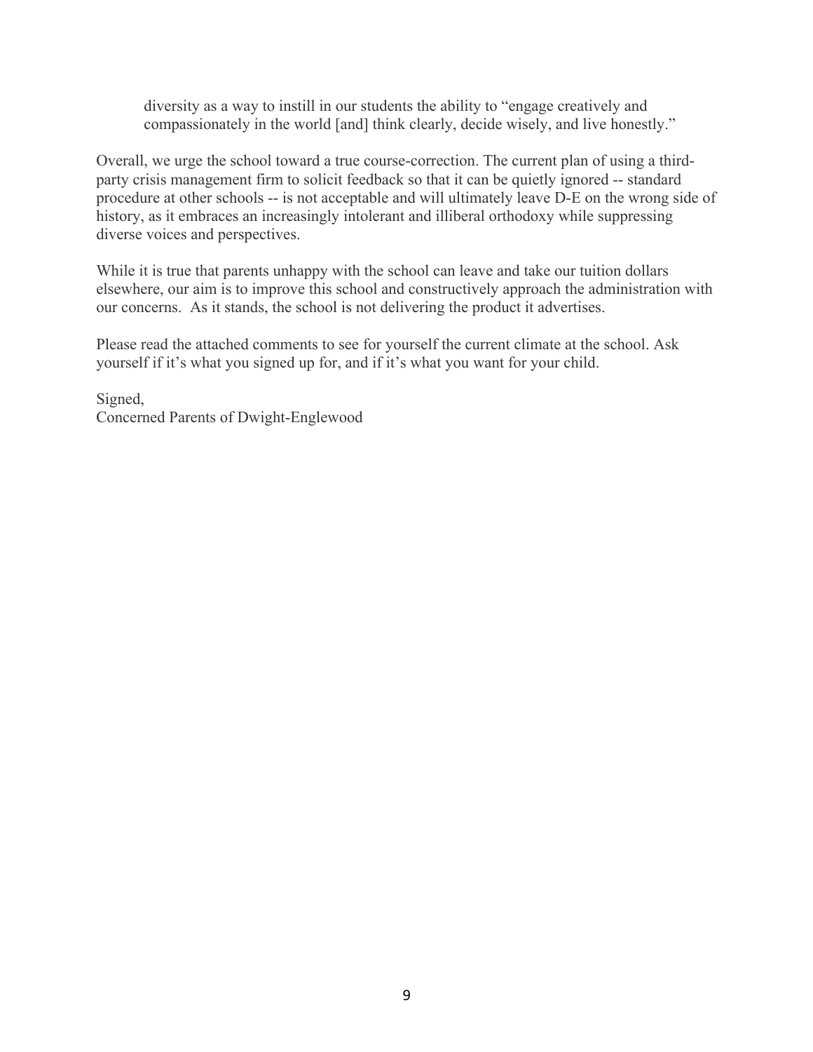> diversity as a way to instill in our students the ability to "engage creatively and compassionately in the world [and] think clearly, decide wisely, and live honestly."

Overall, we urge the school toward a true course-correction. The current plan of using a third-party crisis management firm to solicit feedback so that it can be quietly ignored -- standard procedure at other schools -- is not acceptable and will ultimately leave D-E on the wrong side of history, as it embraces an increasingly intolerant and illiberal orthodoxy while suppressing diverse voices and perspectives.

While it is true that parents unhappy with the school can leave and take our tuition dollars elsewhere, our aim is to improve this school and constructively approach the administration with our concerns. As it stands, the school is not delivering the product it advertises.

Please read the attached comments to see for yourself the current climate at the school. Ask yourself if it's what you signed up for, and if it's what you want for your child.

Signed,
Concerned Parents of Dwight-Englewood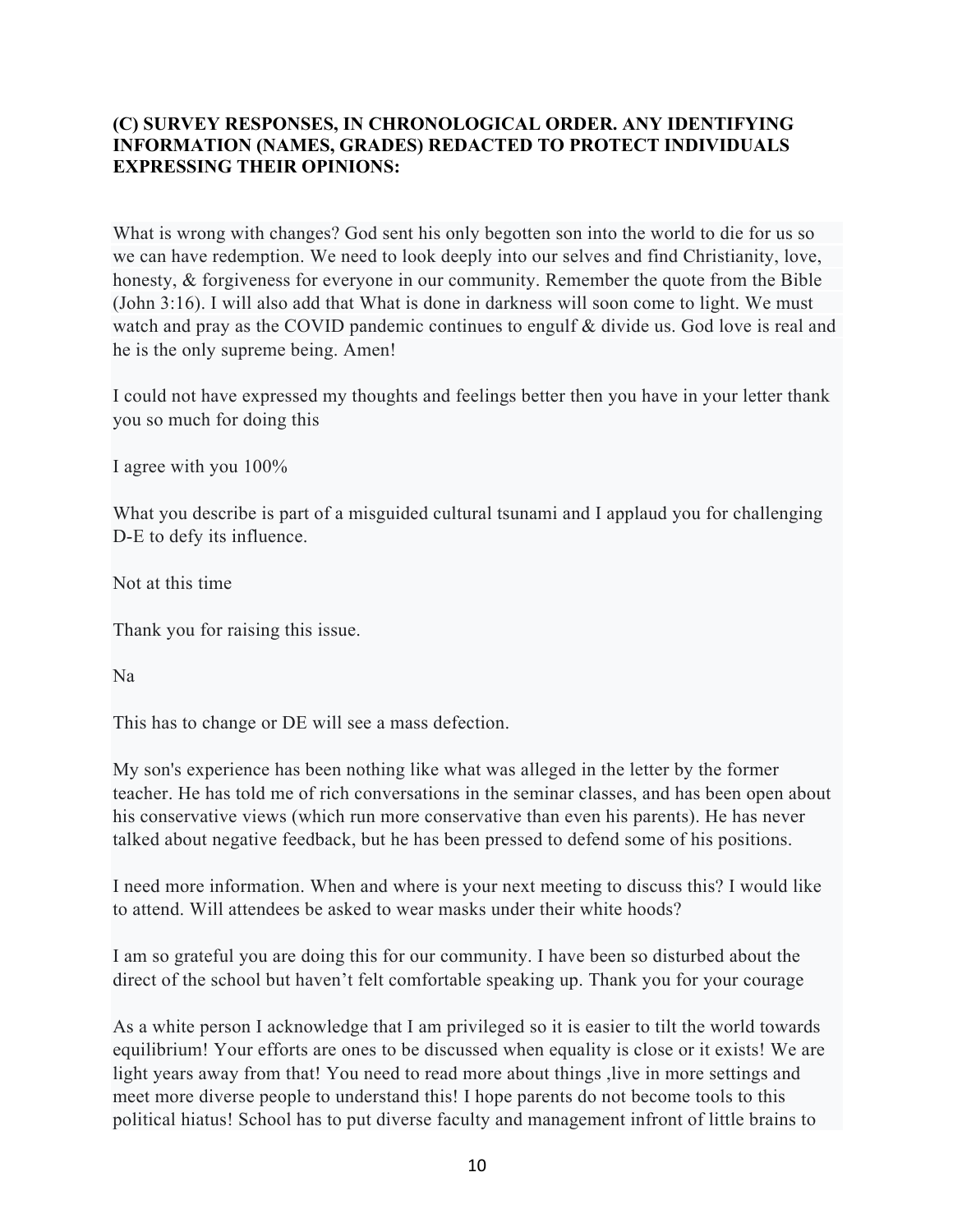**(C) SURVEY RESPONSES, IN CHRONOLOGICAL ORDER. ANY IDENTIFYING INFORMATION (NAMES, GRADES) REDACTED TO PROTECT INDIVIDUALS EXPRESSING THEIR OPINIONS:**

What is wrong with changes? God sent his only begotten son into the world to die for us so we can have redemption. We need to look deeply into our selves and find Christianity, love, honesty, & forgiveness for everyone in our community. Remember the quote from the Bible (John 3:16). I will also add that What is done in darkness will soon come to light. We must watch and pray as the COVID pandemic continues to engulf & divide us. God love is real and he is the only supreme being. Amen!

I could not have expressed my thoughts and feelings better then you have in your letter thank you so much for doing this

I agree with you 100%

What you describe is part of a misguided cultural tsunami and I applaud you for challenging D-E to defy its influence.

Not at this time

Thank you for raising this issue.

Na

This has to change or DE will see a mass defection.

My son's experience has been nothing like what was alleged in the letter by the former teacher. He has told me of rich conversations in the seminar classes, and has been open about his conservative views (which run more conservative than even his parents). He has never talked about negative feedback, but he has been pressed to defend some of his positions.

I need more information. When and where is your next meeting to discuss this? I would like to attend. Will attendees be asked to wear masks under their white hoods?

I am so grateful you are doing this for our community. I have been so disturbed about the direct of the school but haven't felt comfortable speaking up. Thank you for your courage

As a white person I acknowledge that I am privileged so it is easier to tilt the world towards equilibrium! Your efforts are ones to be discussed when equality is close or it exists! We are light years away from that! You need to read more about things ,live in more settings and meet more diverse people to understand this! I hope parents do not become tools to this political hiatus! School has to put diverse faculty and management infront of little brains to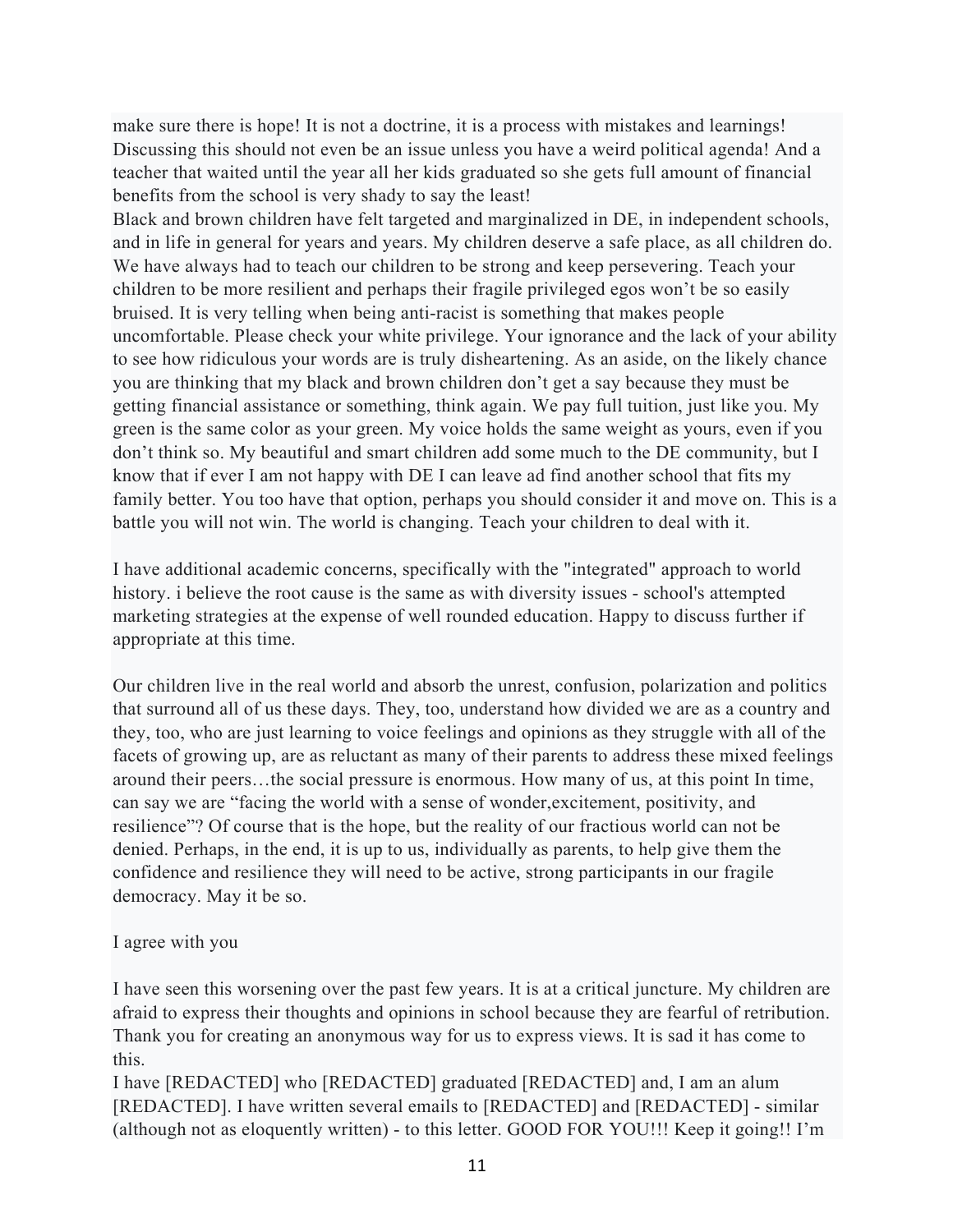make sure there is hope! It is not a doctrine, it is a process with mistakes and learnings! Discussing this should not even be an issue unless you have a weird political agenda! And a teacher that waited until the year all her kids graduated so she gets full amount of financial benefits from the school is very shady to say the least!

Black and brown children have felt targeted and marginalized in DE, in independent schools, and in life in general for years and years. My children deserve a safe place, as all children do. We have always had to teach our children to be strong and keep persevering. Teach your children to be more resilient and perhaps their fragile privileged egos won't be so easily bruised. It is very telling when being anti-racist is something that makes people uncomfortable. Please check your white privilege. Your ignorance and the lack of your ability to see how ridiculous your words are is truly disheartening. As an aside, on the likely chance you are thinking that my black and brown children don't get a say because they must be getting financial assistance or something, think again. We pay full tuition, just like you. My green is the same color as your green. My voice holds the same weight as yours, even if you don't think so. My beautiful and smart children add some much to the DE community, but I know that if ever I am not happy with DE I can leave ad find another school that fits my family better. You too have that option, perhaps you should consider it and move on. This is a battle you will not win. The world is changing. Teach your children to deal with it.

I have additional academic concerns, specifically with the "integrated" approach to world history. i believe the root cause is the same as with diversity issues - school's attempted marketing strategies at the expense of well rounded education. Happy to discuss further if appropriate at this time.

Our children live in the real world and absorb the unrest, confusion, polarization and politics that surround all of us these days. They, too, understand how divided we are as a country and they, too, who are just learning to voice feelings and opinions as they struggle with all of the facets of growing up, are as reluctant as many of their parents to address these mixed feelings around their peers…the social pressure is enormous. How many of us, at this point In time, can say we are "facing the world with a sense of wonder,excitement, positivity, and resilience"? Of course that is the hope, but the reality of our fractious world can not be denied. Perhaps, in the end, it is up to us, individually as parents, to help give them the confidence and resilience they will need to be active, strong participants in our fragile democracy. May it be so.

I agree with you

I have seen this worsening over the past few years. It is at a critical juncture. My children are afraid to express their thoughts and opinions in school because they are fearful of retribution. Thank you for creating an anonymous way for us to express views. It is sad it has come to this.

I have [REDACTED] who [REDACTED] graduated [REDACTED] and, I am an alum [REDACTED]. I have written several emails to [REDACTED] and [REDACTED] - similar (although not as eloquently written) - to this letter. GOOD FOR YOU!!! Keep it going!! I'm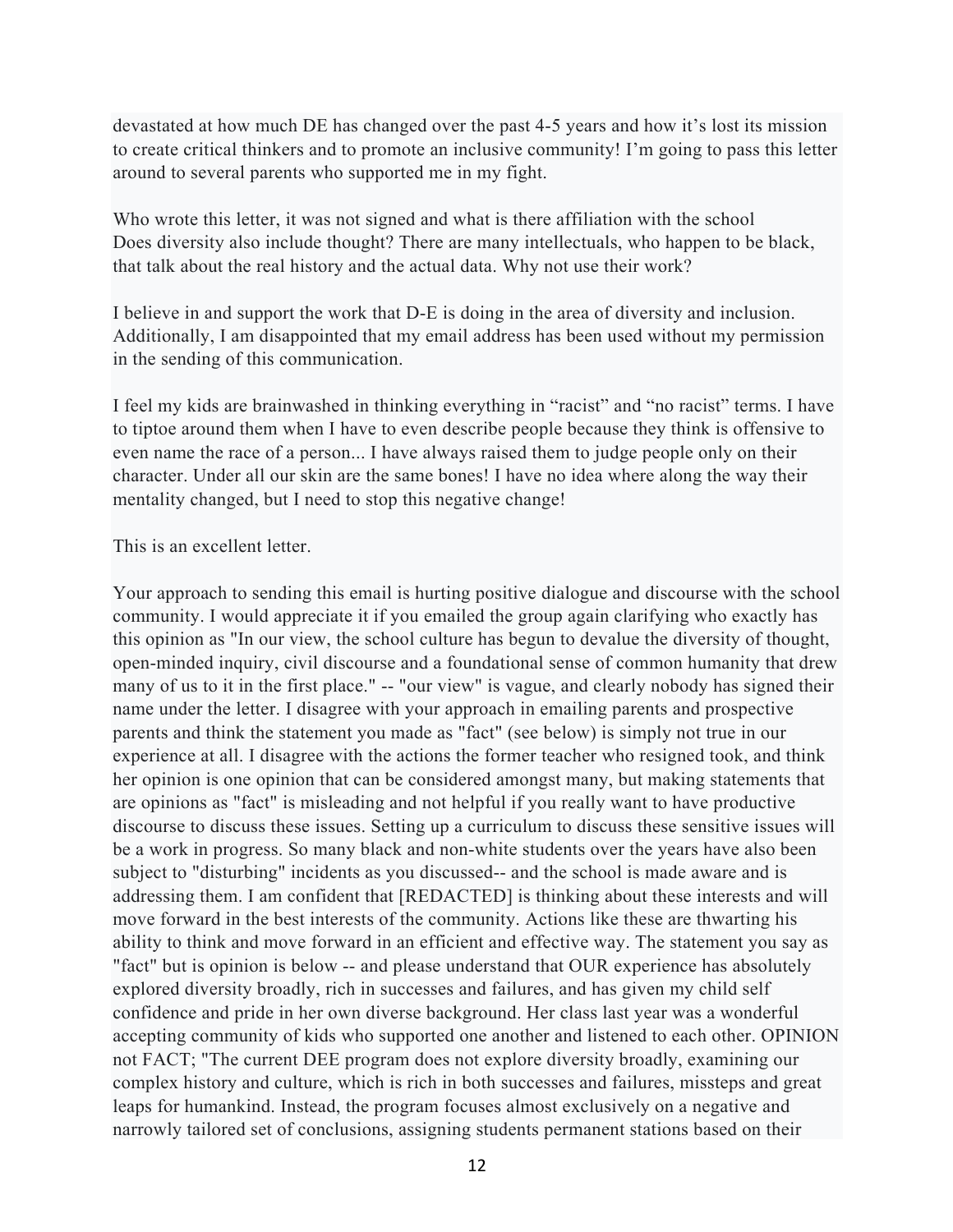devastated at how much DE has changed over the past 4-5 years and how it's lost its mission to create critical thinkers and to promote an inclusive community! I'm going to pass this letter around to several parents who supported me in my fight.

Who wrote this letter, it was not signed and what is there affiliation with the school
Does diversity also include thought? There are many intellectuals, who happen to be black, that talk about the real history and the actual data. Why not use their work?

I believe in and support the work that D-E is doing in the area of diversity and inclusion. Additionally, I am disappointed that my email address has been used without my permission in the sending of this communication.

I feel my kids are brainwashed in thinking everything in "racist" and "no racist" terms. I have to tiptoe around them when I have to even describe people because they think is offensive to even name the race of a person... I have always raised them to judge people only on their character. Under all our skin are the same bones! I have no idea where along the way their mentality changed, but I need to stop this negative change!

This is an excellent letter.

Your approach to sending this email is hurting positive dialogue and discourse with the school community. I would appreciate it if you emailed the group again clarifying who exactly has this opinion as "In our view, the school culture has begun to devalue the diversity of thought, open-minded inquiry, civil discourse and a foundational sense of common humanity that drew many of us to it in the first place." -- "our view" is vague, and clearly nobody has signed their name under the letter. I disagree with your approach in emailing parents and prospective parents and think the statement you made as "fact" (see below) is simply not true in our experience at all. I disagree with the actions the former teacher who resigned took, and think her opinion is one opinion that can be considered amongst many, but making statements that are opinions as "fact" is misleading and not helpful if you really want to have productive discourse to discuss these issues. Setting up a curriculum to discuss these sensitive issues will be a work in progress. So many black and non-white students over the years have also been subject to "disturbing" incidents as you discussed-- and the school is made aware and is addressing them. I am confident that [REDACTED] is thinking about these interests and will move forward in the best interests of the community. Actions like these are thwarting his ability to think and move forward in an efficient and effective way. The statement you say as "fact" but is opinion is below -- and please understand that OUR experience has absolutely explored diversity broadly, rich in successes and failures, and has given my child self confidence and pride in her own diverse background. Her class last year was a wonderful accepting community of kids who supported one another and listened to each other. OPINION not FACT; "The current DEE program does not explore diversity broadly, examining our complex history and culture, which is rich in both successes and failures, missteps and great leaps for humankind. Instead, the program focuses almost exclusively on a negative and narrowly tailored set of conclusions, assigning students permanent stations based on their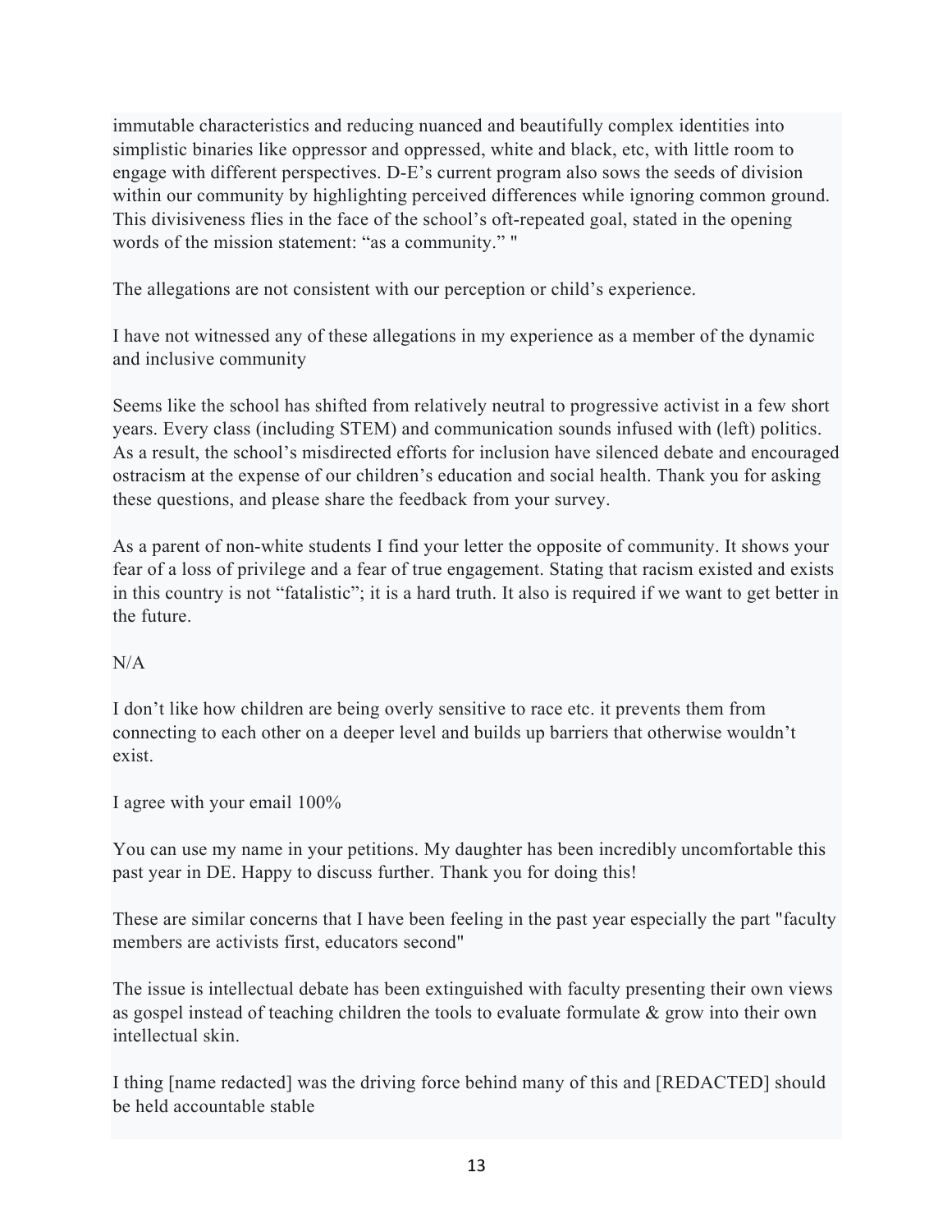immutable characteristics and reducing nuanced and beautifully complex identities into simplistic binaries like oppressor and oppressed, white and black, etc, with little room to engage with different perspectives. D-E's current program also sows the seeds of division within our community by highlighting perceived differences while ignoring common ground. This divisiveness flies in the face of the school's oft-repeated goal, stated in the opening words of the mission statement: "as a community." "

The allegations are not consistent with our perception or child's experience.

I have not witnessed any of these allegations in my experience as a member of the dynamic and inclusive community

Seems like the school has shifted from relatively neutral to progressive activist in a few short years. Every class (including STEM) and communication sounds infused with (left) politics. As a result, the school's misdirected efforts for inclusion have silenced debate and encouraged ostracism at the expense of our children's education and social health. Thank you for asking these questions, and please share the feedback from your survey.

As a parent of non-white students I find your letter the opposite of community. It shows your fear of a loss of privilege and a fear of true engagement. Stating that racism existed and exists in this country is not "fatalistic"; it is a hard truth. It also is required if we want to get better in the future.

N/A

I don't like how children are being overly sensitive to race etc. it prevents them from connecting to each other on a deeper level and builds up barriers that otherwise wouldn't exist.

I agree with your email 100%

You can use my name in your petitions. My daughter has been incredibly uncomfortable this past year in DE. Happy to discuss further. Thank you for doing this!

These are similar concerns that I have been feeling in the past year especially the part "faculty members are activists first, educators second"

The issue is intellectual debate has been extinguished with faculty presenting their own views as gospel instead of teaching children the tools to evaluate formulate & grow into their own intellectual skin.

I thing [name redacted] was the driving force behind many of this and [REDACTED] should be held accountable stable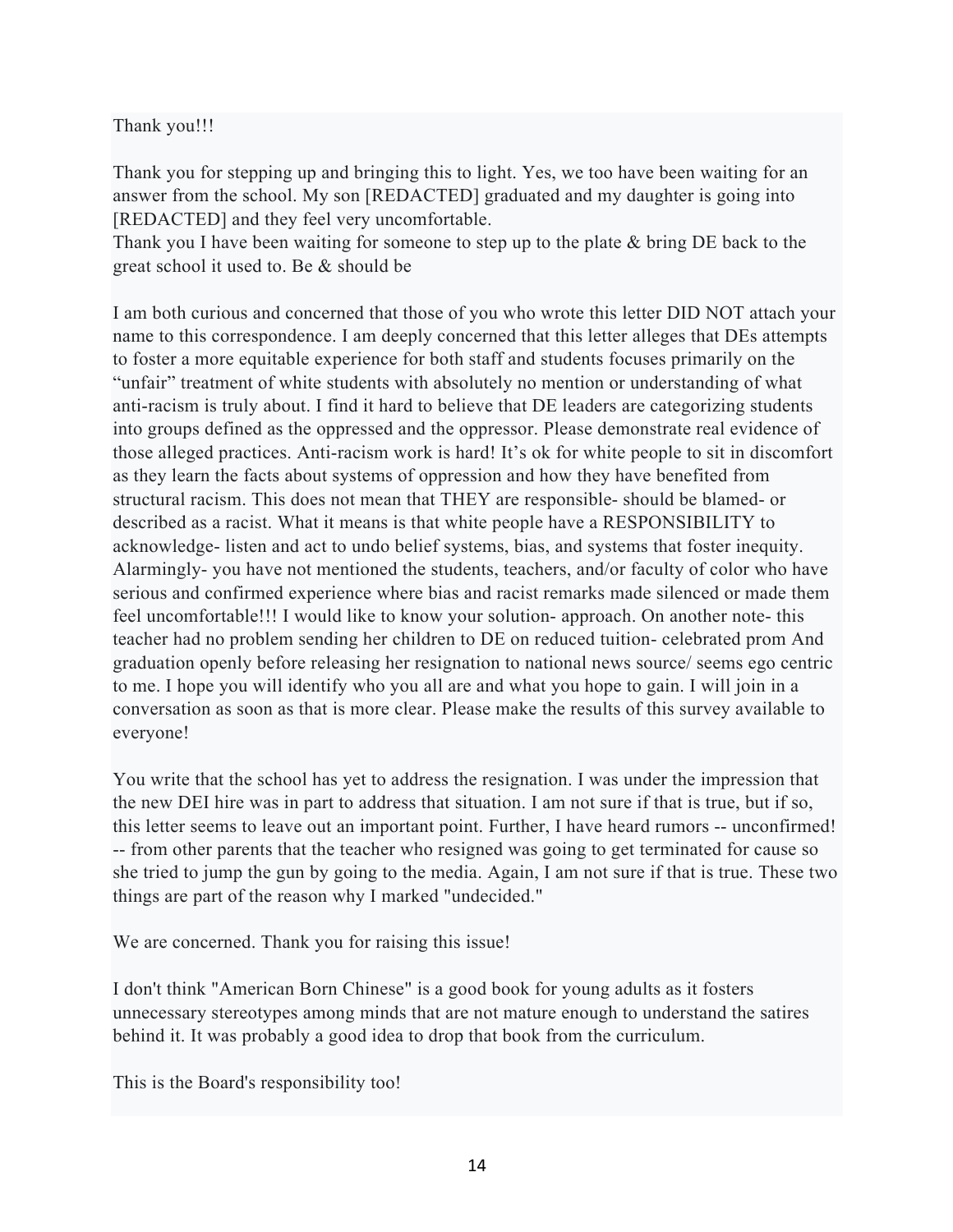Thank you!!!

Thank you for stepping up and bringing this to light. Yes, we too have been waiting for an answer from the school. My son [REDACTED] graduated and my daughter is going into [REDACTED] and they feel very uncomfortable.
Thank you I have been waiting for someone to step up to the plate & bring DE back to the great school it used to. Be & should be

I am both curious and concerned that those of you who wrote this letter DID NOT attach your name to this correspondence. I am deeply concerned that this letter alleges that DEs attempts to foster a more equitable experience for both staff and students focuses primarily on the "unfair" treatment of white students with absolutely no mention or understanding of what anti-racism is truly about. I find it hard to believe that DE leaders are categorizing students into groups defined as the oppressed and the oppressor. Please demonstrate real evidence of those alleged practices. Anti-racism work is hard! It's ok for white people to sit in discomfort as they learn the facts about systems of oppression and how they have benefited from structural racism. This does not mean that THEY are responsible- should be blamed- or described as a racist. What it means is that white people have a RESPONSIBILITY to acknowledge- listen and act to undo belief systems, bias, and systems that foster inequity. Alarmingly- you have not mentioned the students, teachers, and/or faculty of color who have serious and confirmed experience where bias and racist remarks made silenced or made them feel uncomfortable!!! I would like to know your solution- approach. On another note- this teacher had no problem sending her children to DE on reduced tuition- celebrated prom And graduation openly before releasing her resignation to national news source/ seems ego centric to me. I hope you will identify who you all are and what you hope to gain. I will join in a conversation as soon as that is more clear. Please make the results of this survey available to everyone!

You write that the school has yet to address the resignation. I was under the impression that the new DEI hire was in part to address that situation. I am not sure if that is true, but if so, this letter seems to leave out an important point. Further, I have heard rumors -- unconfirmed! -- from other parents that the teacher who resigned was going to get terminated for cause so she tried to jump the gun by going to the media. Again, I am not sure if that is true. These two things are part of the reason why I marked "undecided."

We are concerned. Thank you for raising this issue!

I don't think "American Born Chinese" is a good book for young adults as it fosters unnecessary stereotypes among minds that are not mature enough to understand the satires behind it. It was probably a good idea to drop that book from the curriculum.

This is the Board's responsibility too!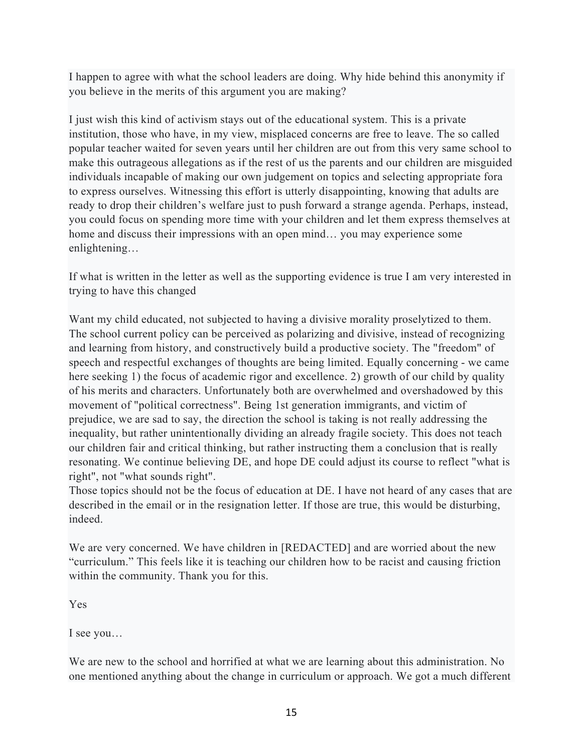I happen to agree with what the school leaders are doing. Why hide behind this anonymity if you believe in the merits of this argument you are making?

I just wish this kind of activism stays out of the educational system. This is a private institution, those who have, in my view, misplaced concerns are free to leave. The so called popular teacher waited for seven years until her children are out from this very same school to make this outrageous allegations as if the rest of us the parents and our children are misguided individuals incapable of making our own judgement on topics and selecting appropriate fora to express ourselves. Witnessing this effort is utterly disappointing, knowing that adults are ready to drop their children's welfare just to push forward a strange agenda. Perhaps, instead, you could focus on spending more time with your children and let them express themselves at home and discuss their impressions with an open mind… you may experience some enlightening…

If what is written in the letter as well as the supporting evidence is true I am very interested in trying to have this changed

Want my child educated, not subjected to having a divisive morality proselytized to them. The school current policy can be perceived as polarizing and divisive, instead of recognizing and learning from history, and constructively build a productive society. The "freedom" of speech and respectful exchanges of thoughts are being limited. Equally concerning - we came here seeking 1) the focus of academic rigor and excellence. 2) growth of our child by quality of his merits and characters. Unfortunately both are overwhelmed and overshadowed by this movement of "political correctness". Being 1st generation immigrants, and victim of prejudice, we are sad to say, the direction the school is taking is not really addressing the inequality, but rather unintentionally dividing an already fragile society. This does not teach our children fair and critical thinking, but rather instructing them a conclusion that is really resonating. We continue believing DE, and hope DE could adjust its course to reflect "what is right", not "what sounds right".
Those topics should not be the focus of education at DE. I have not heard of any cases that are described in the email or in the resignation letter. If those are true, this would be disturbing, indeed.

We are very concerned. We have children in [REDACTED] and are worried about the new "curriculum." This feels like it is teaching our children how to be racist and causing friction within the community. Thank you for this.

Yes

I see you…

We are new to the school and horrified at what we are learning about this administration. No one mentioned anything about the change in curriculum or approach. We got a much different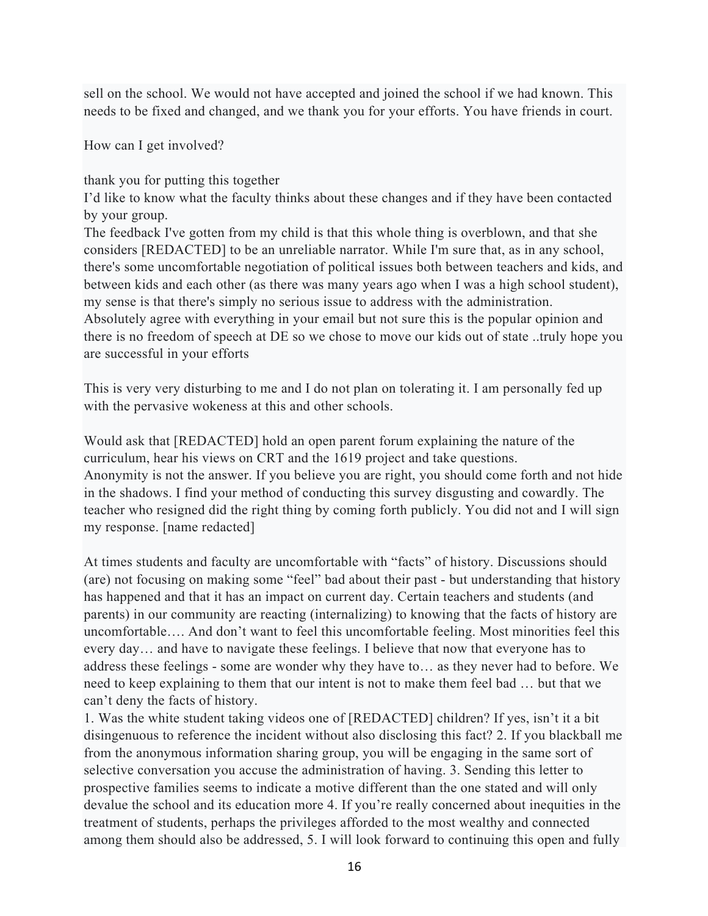sell on the school. We would not have accepted and joined the school if we had known. This needs to be fixed and changed, and we thank you for your efforts. You have friends in court.

How can I get involved?

thank you for putting this together

I'd like to know what the faculty thinks about these changes and if they have been contacted by your group.

The feedback I've gotten from my child is that this whole thing is overblown, and that she considers [REDACTED] to be an unreliable narrator. While I'm sure that, as in any school, there's some uncomfortable negotiation of political issues both between teachers and kids, and between kids and each other (as there was many years ago when I was a high school student), my sense is that there's simply no serious issue to address with the administration.

Absolutely agree with everything in your email but not sure this is the popular opinion and there is no freedom of speech at DE so we chose to move our kids out of state ..truly hope you are successful in your efforts

This is very very disturbing to me and I do not plan on tolerating it. I am personally fed up with the pervasive wokeness at this and other schools.

Would ask that [REDACTED] hold an open parent forum explaining the nature of the curriculum, hear his views on CRT and the 1619 project and take questions.

Anonymity is not the answer. If you believe you are right, you should come forth and not hide in the shadows. I find your method of conducting this survey disgusting and cowardly. The teacher who resigned did the right thing by coming forth publicly. You did not and I will sign my response. [name redacted]

At times students and faculty are uncomfortable with "facts" of history. Discussions should (are) not focusing on making some "feel" bad about their past - but understanding that history has happened and that it has an impact on current day. Certain teachers and students (and parents) in our community are reacting (internalizing) to knowing that the facts of history are uncomfortable…. And don't want to feel this uncomfortable feeling. Most minorities feel this every day… and have to navigate these feelings. I believe that now that everyone has to address these feelings - some are wonder why they have to… as they never had to before. We need to keep explaining to them that our intent is not to make them feel bad … but that we can't deny the facts of history.

1. Was the white student taking videos one of [REDACTED] children? If yes, isn't it a bit disingenuous to reference the incident without also disclosing this fact? 2. If you blackball me from the anonymous information sharing group, you will be engaging in the same sort of selective conversation you accuse the administration of having. 3. Sending this letter to prospective families seems to indicate a motive different than the one stated and will only devalue the school and its education more 4. If you're really concerned about inequities in the treatment of students, perhaps the privileges afforded to the most wealthy and connected among them should also be addressed, 5. I will look forward to continuing this open and fully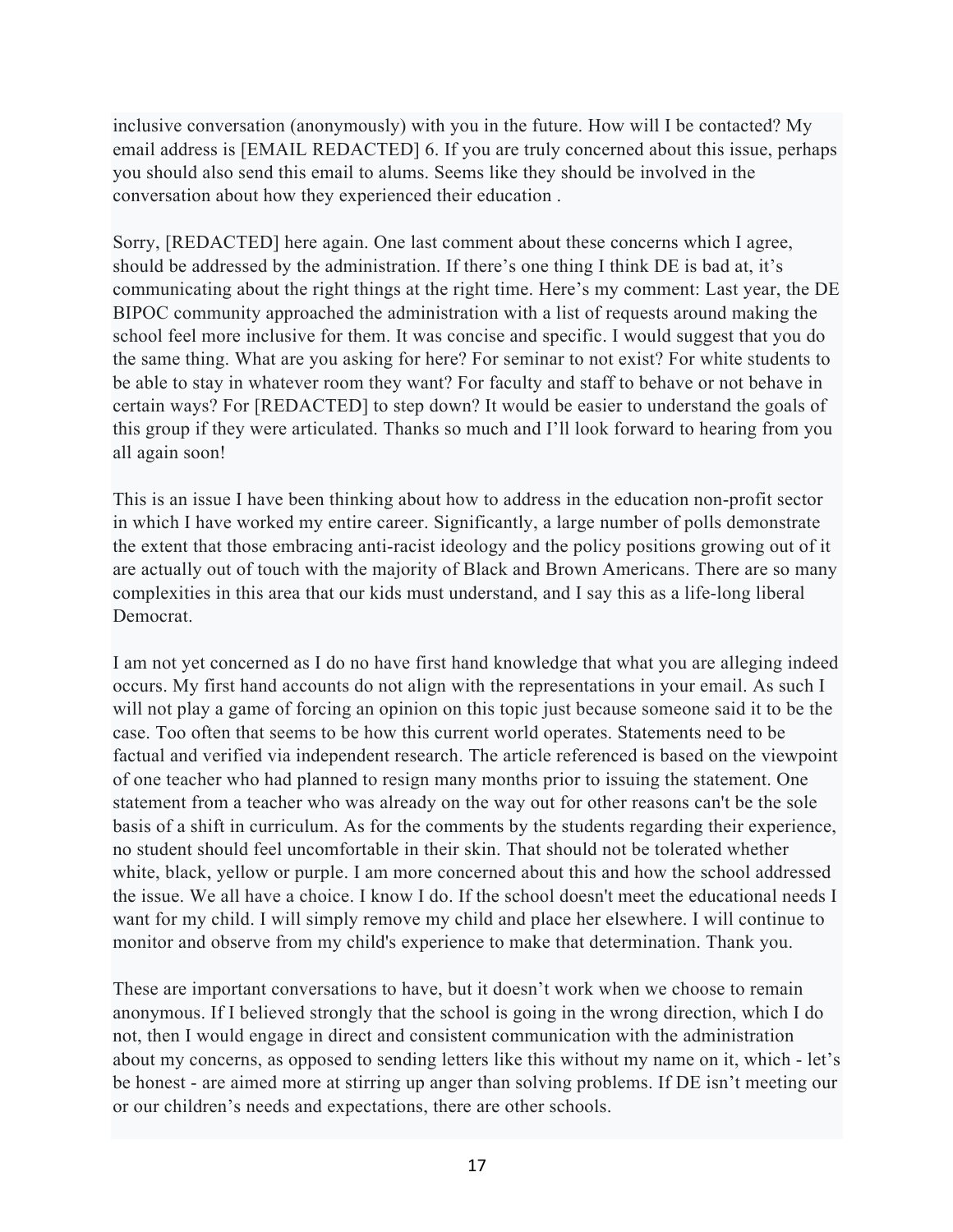inclusive conversation (anonymously) with you in the future. How will I be contacted? My email address is [EMAIL REDACTED] 6. If you are truly concerned about this issue, perhaps you should also send this email to alums. Seems like they should be involved in the conversation about how they experienced their education .

Sorry, [REDACTED] here again. One last comment about these concerns which I agree, should be addressed by the administration. If there's one thing I think DE is bad at, it's communicating about the right things at the right time. Here's my comment: Last year, the DE BIPOC community approached the administration with a list of requests around making the school feel more inclusive for them. It was concise and specific. I would suggest that you do the same thing. What are you asking for here? For seminar to not exist? For white students to be able to stay in whatever room they want? For faculty and staff to behave or not behave in certain ways? For [REDACTED] to step down? It would be easier to understand the goals of this group if they were articulated. Thanks so much and I'll look forward to hearing from you all again soon!

This is an issue I have been thinking about how to address in the education non-profit sector in which I have worked my entire career. Significantly, a large number of polls demonstrate the extent that those embracing anti-racist ideology and the policy positions growing out of it are actually out of touch with the majority of Black and Brown Americans. There are so many complexities in this area that our kids must understand, and I say this as a life-long liberal Democrat.

I am not yet concerned as I do no have first hand knowledge that what you are alleging indeed occurs. My first hand accounts do not align with the representations in your email. As such I will not play a game of forcing an opinion on this topic just because someone said it to be the case. Too often that seems to be how this current world operates. Statements need to be factual and verified via independent research. The article referenced is based on the viewpoint of one teacher who had planned to resign many months prior to issuing the statement. One statement from a teacher who was already on the way out for other reasons can't be the sole basis of a shift in curriculum. As for the comments by the students regarding their experience, no student should feel uncomfortable in their skin. That should not be tolerated whether white, black, yellow or purple. I am more concerned about this and how the school addressed the issue. We all have a choice. I know I do. If the school doesn't meet the educational needs I want for my child. I will simply remove my child and place her elsewhere. I will continue to monitor and observe from my child's experience to make that determination. Thank you.

These are important conversations to have, but it doesn't work when we choose to remain anonymous. If I believed strongly that the school is going in the wrong direction, which I do not, then I would engage in direct and consistent communication with the administration about my concerns, as opposed to sending letters like this without my name on it, which - let's be honest - are aimed more at stirring up anger than solving problems. If DE isn't meeting our or our children's needs and expectations, there are other schools.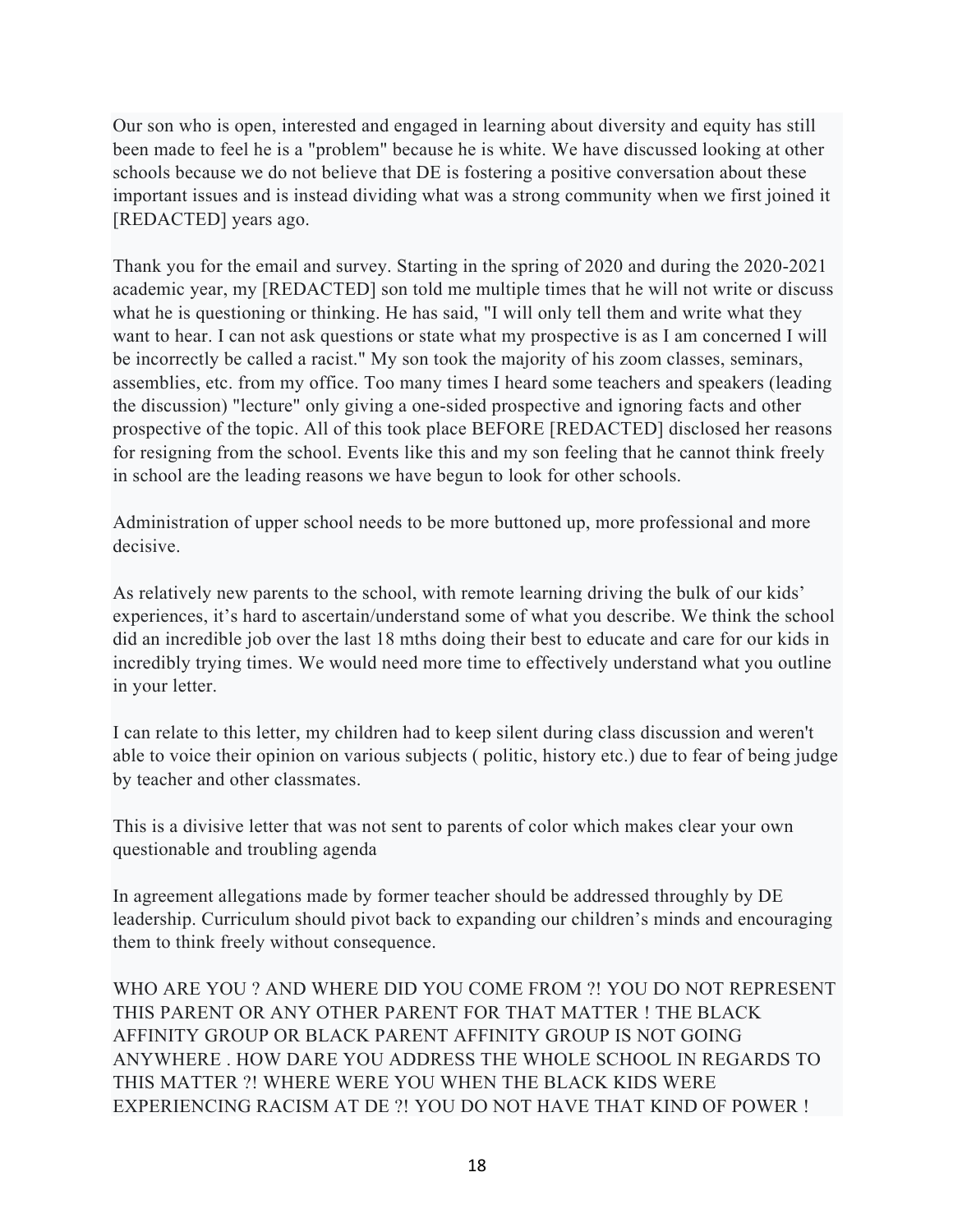Our son who is open, interested and engaged in learning about diversity and equity has still been made to feel he is a "problem" because he is white. We have discussed looking at other schools because we do not believe that DE is fostering a positive conversation about these important issues and is instead dividing what was a strong community when we first joined it [REDACTED] years ago.

Thank you for the email and survey. Starting in the spring of 2020 and during the 2020-2021 academic year, my [REDACTED] son told me multiple times that he will not write or discuss what he is questioning or thinking. He has said, "I will only tell them and write what they want to hear. I can not ask questions or state what my prospective is as I am concerned I will be incorrectly be called a racist." My son took the majority of his zoom classes, seminars, assemblies, etc. from my office. Too many times I heard some teachers and speakers (leading the discussion) "lecture" only giving a one-sided prospective and ignoring facts and other prospective of the topic. All of this took place BEFORE [REDACTED] disclosed her reasons for resigning from the school. Events like this and my son feeling that he cannot think freely in school are the leading reasons we have begun to look for other schools.

Administration of upper school needs to be more buttoned up, more professional and more decisive.

As relatively new parents to the school, with remote learning driving the bulk of our kids' experiences, it's hard to ascertain/understand some of what you describe. We think the school did an incredible job over the last 18 mths doing their best to educate and care for our kids in incredibly trying times. We would need more time to effectively understand what you outline in your letter.

I can relate to this letter, my children had to keep silent during class discussion and weren't able to voice their opinion on various subjects ( politic, history etc.) due to fear of being judge by teacher and other classmates.

This is a divisive letter that was not sent to parents of color which makes clear your own questionable and troubling agenda

In agreement allegations made by former teacher should be addressed throughly by DE leadership. Curriculum should pivot back to expanding our children's minds and encouraging them to think freely without consequence.

WHO ARE YOU ? AND WHERE DID YOU COME FROM ?! YOU DO NOT REPRESENT THIS PARENT OR ANY OTHER PARENT FOR THAT MATTER ! THE BLACK AFFINITY GROUP OR BLACK PARENT AFFINITY GROUP IS NOT GOING ANYWHERE . HOW DARE YOU ADDRESS THE WHOLE SCHOOL IN REGARDS TO THIS MATTER ?! WHERE WERE YOU WHEN THE BLACK KIDS WERE EXPERIENCING RACISM AT DE ?! YOU DO NOT HAVE THAT KIND OF POWER !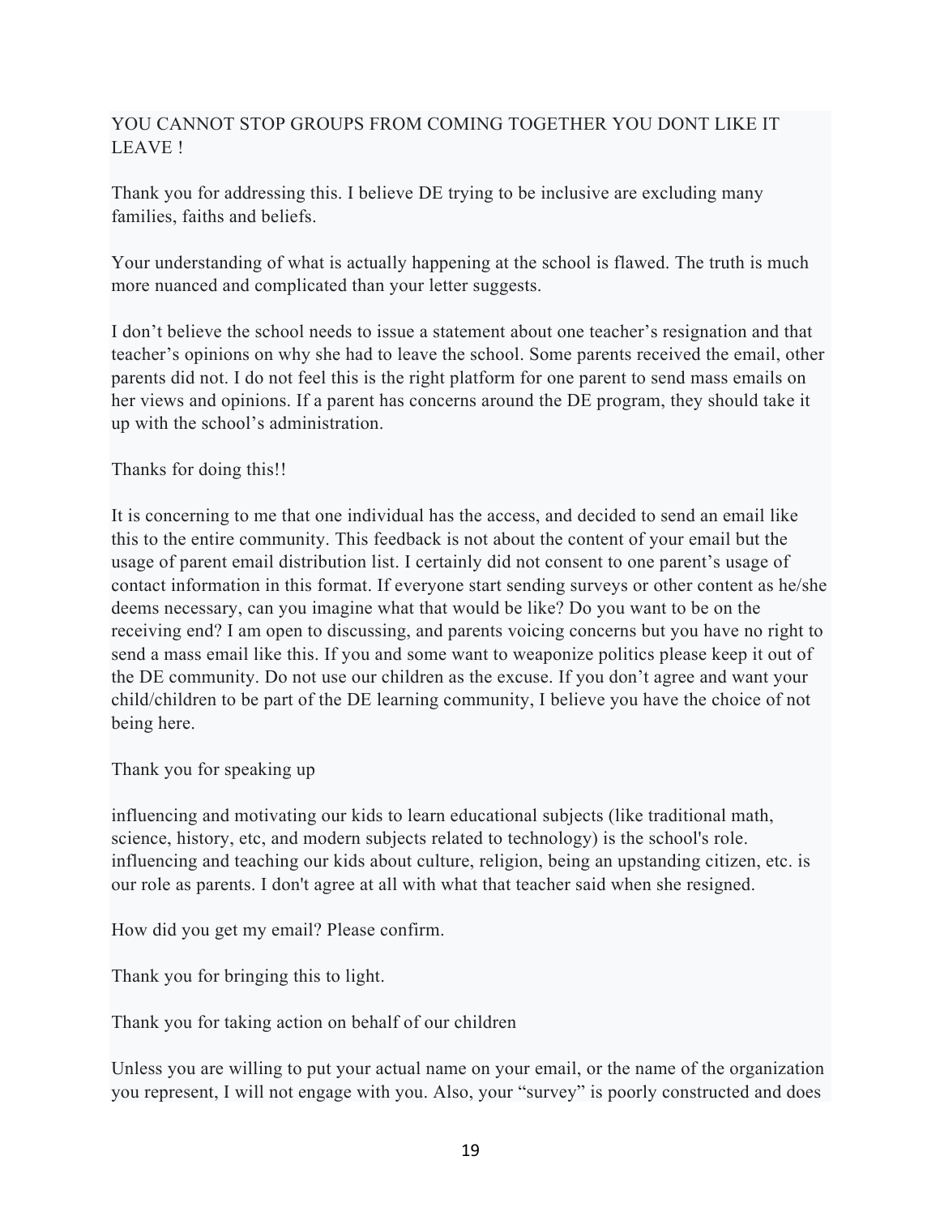YOU CANNOT STOP GROUPS FROM COMING TOGETHER YOU DONT LIKE IT LEAVE !

Thank you for addressing this. I believe DE trying to be inclusive are excluding many families, faiths and beliefs.

Your understanding of what is actually happening at the school is flawed. The truth is much more nuanced and complicated than your letter suggests.

I don't believe the school needs to issue a statement about one teacher's resignation and that teacher's opinions on why she had to leave the school. Some parents received the email, other parents did not. I do not feel this is the right platform for one parent to send mass emails on her views and opinions. If a parent has concerns around the DE program, they should take it up with the school's administration.

Thanks for doing this!!

It is concerning to me that one individual has the access, and decided to send an email like this to the entire community. This feedback is not about the content of your email but the usage of parent email distribution list. I certainly did not consent to one parent's usage of contact information in this format. If everyone start sending surveys or other content as he/she deems necessary, can you imagine what that would be like? Do you want to be on the receiving end? I am open to discussing, and parents voicing concerns but you have no right to send a mass email like this. If you and some want to weaponize politics please keep it out of the DE community. Do not use our children as the excuse. If you don't agree and want your child/children to be part of the DE learning community, I believe you have the choice of not being here.

Thank you for speaking up

influencing and motivating our kids to learn educational subjects (like traditional math, science, history, etc, and modern subjects related to technology) is the school's role. influencing and teaching our kids about culture, religion, being an upstanding citizen, etc. is our role as parents. I don't agree at all with what that teacher said when she resigned.

How did you get my email? Please confirm.

Thank you for bringing this to light.

Thank you for taking action on behalf of our children

Unless you are willing to put your actual name on your email, or the name of the organization you represent, I will not engage with you. Also, your "survey" is poorly constructed and does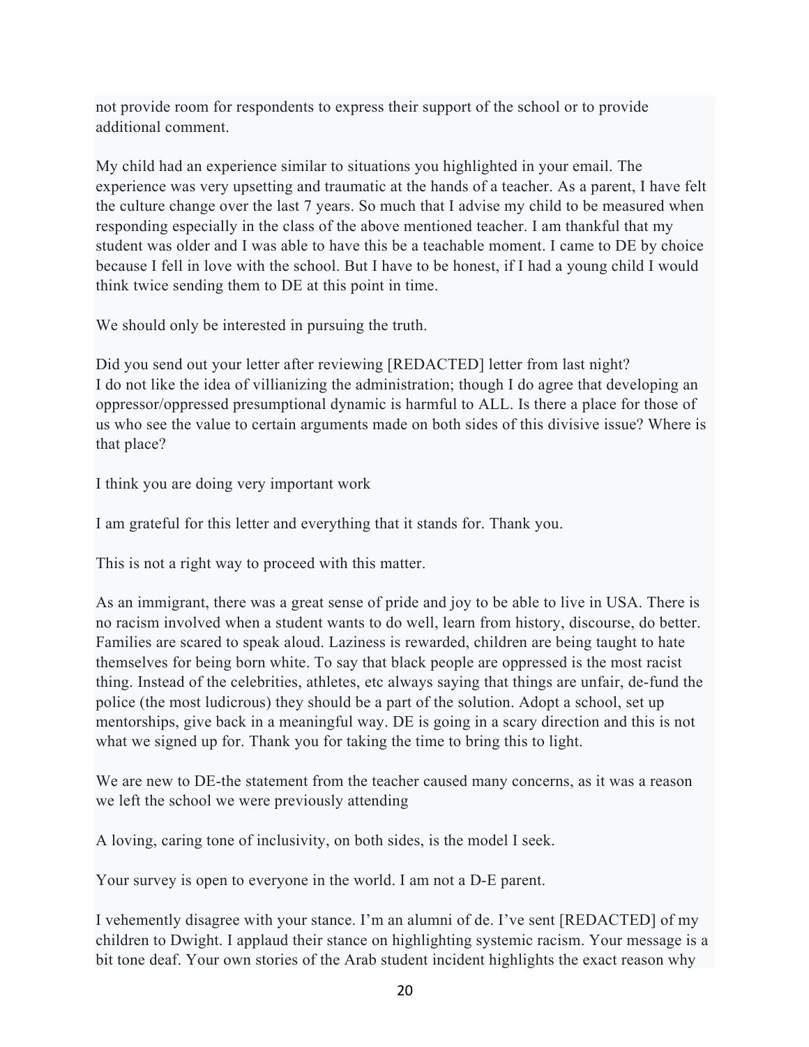not provide room for respondents to express their support of the school or to provide additional comment.

My child had an experience similar to situations you highlighted in your email. The experience was very upsetting and traumatic at the hands of a teacher. As a parent, I have felt the culture change over the last 7 years. So much that I advise my child to be measured when responding especially in the class of the above mentioned teacher. I am thankful that my student was older and I was able to have this be a teachable moment. I came to DE by choice because I fell in love with the school. But I have to be honest, if I had a young child I would think twice sending them to DE at this point in time.

We should only be interested in pursuing the truth.

Did you send out your letter after reviewing [REDACTED] letter from last night?
I do not like the idea of villianizing the administration; though I do agree that developing an oppressor/oppressed presumptional dynamic is harmful to ALL. Is there a place for those of us who see the value to certain arguments made on both sides of this divisive issue? Where is that place?

I think you are doing very important work

I am grateful for this letter and everything that it stands for. Thank you.

This is not a right way to proceed with this matter.

As an immigrant, there was a great sense of pride and joy to be able to live in USA. There is no racism involved when a student wants to do well, learn from history, discourse, do better. Families are scared to speak aloud. Laziness is rewarded, children are being taught to hate themselves for being born white. To say that black people are oppressed is the most racist thing. Instead of the celebrities, athletes, etc always saying that things are unfair, de-fund the police (the most ludicrous) they should be a part of the solution. Adopt a school, set up mentorships, give back in a meaningful way. DE is going in a scary direction and this is not what we signed up for. Thank you for taking the time to bring this to light.

We are new to DE-the statement from the teacher caused many concerns, as it was a reason we left the school we were previously attending

A loving, caring tone of inclusivity, on both sides, is the model I seek.

Your survey is open to everyone in the world. I am not a D-E parent.

I vehemently disagree with your stance. I'm an alumni of de. I've sent [REDACTED] of my children to Dwight. I applaud their stance on highlighting systemic racism. Your message is a bit tone deaf. Your own stories of the Arab student incident highlights the exact reason why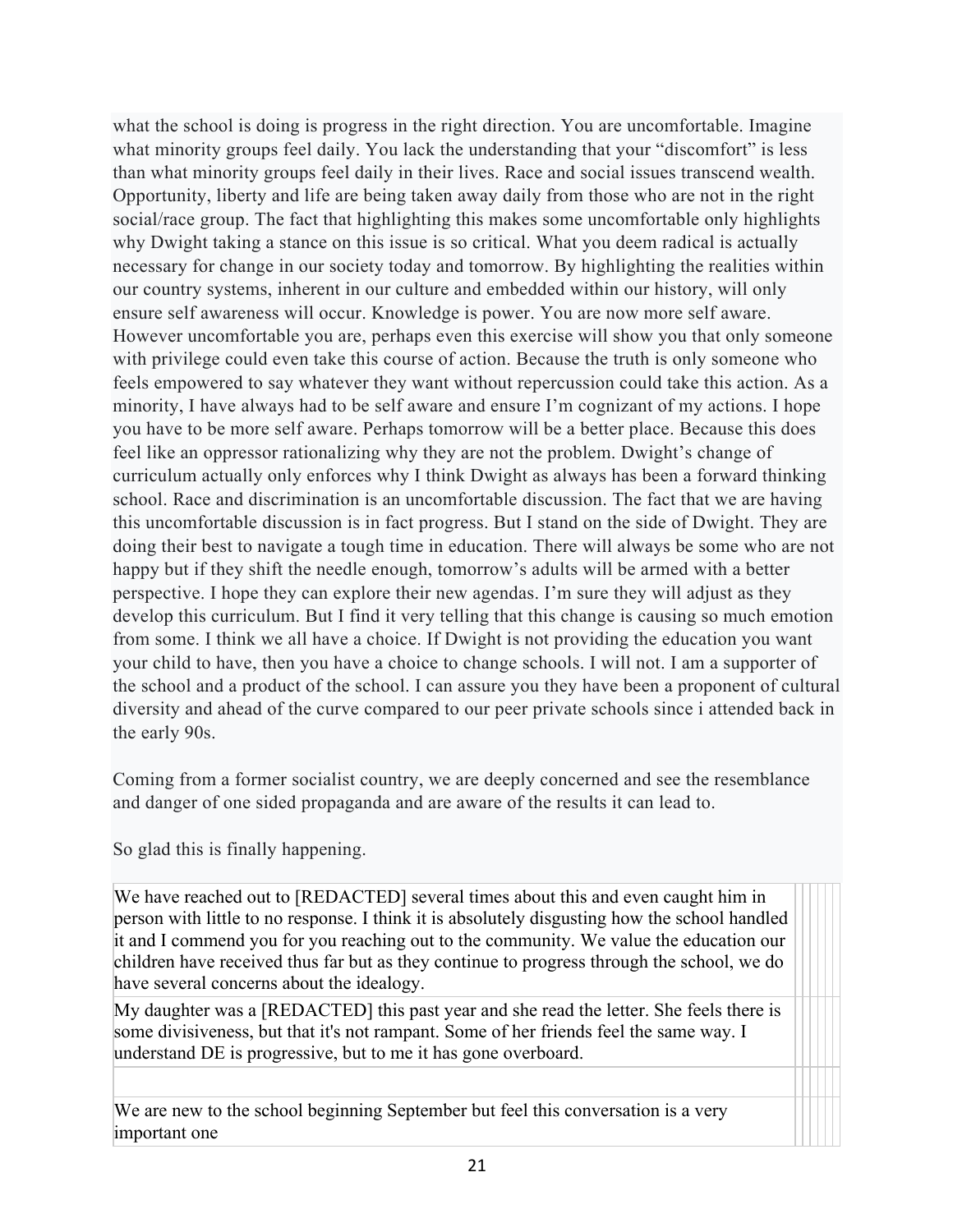what the school is doing is progress in the right direction. You are uncomfortable. Imagine what minority groups feel daily. You lack the understanding that your "discomfort" is less than what minority groups feel daily in their lives. Race and social issues transcend wealth. Opportunity, liberty and life are being taken away daily from those who are not in the right social/race group. The fact that highlighting this makes some uncomfortable only highlights why Dwight taking a stance on this issue is so critical. What you deem radical is actually necessary for change in our society today and tomorrow. By highlighting the realities within our country systems, inherent in our culture and embedded within our history, will only ensure self awareness will occur. Knowledge is power. You are now more self aware. However uncomfortable you are, perhaps even this exercise will show you that only someone with privilege could even take this course of action. Because the truth is only someone who feels empowered to say whatever they want without repercussion could take this action. As a minority, I have always had to be self aware and ensure I'm cognizant of my actions. I hope you have to be more self aware. Perhaps tomorrow will be a better place. Because this does feel like an oppressor rationalizing why they are not the problem. Dwight's change of curriculum actually only enforces why I think Dwight as always has been a forward thinking school. Race and discrimination is an uncomfortable discussion. The fact that we are having this uncomfortable discussion is in fact progress. But I stand on the side of Dwight. They are doing their best to navigate a tough time in education. There will always be some who are not happy but if they shift the needle enough, tomorrow's adults will be armed with a better perspective. I hope they can explore their new agendas. I'm sure they will adjust as they develop this curriculum. But I find it very telling that this change is causing so much emotion from some. I think we all have a choice. If Dwight is not providing the education you want your child to have, then you have a choice to change schools. I will not. I am a supporter of the school and a product of the school. I can assure you they have been a proponent of cultural diversity and ahead of the curve compared to our peer private schools since i attended back in the early 90s.

Coming from a former socialist country, we are deeply concerned and see the resemblance and danger of one sided propaganda and are aware of the results it can lead to.

So glad this is finally happening.

| | | | | |
|---|---|---|---|---|
| We have reached out to [REDACTED] several times about this and even caught him in person with little to no response. I think it is absolutely disgusting how the school handled it and I commend you for you reaching out to the community. We value the education our children have received thus far but as they continue to progress through the school, we do have several concerns about the idealogy. | | | | |
| My daughter was a [REDACTED] this past year and she read the letter. She feels there is some divisiveness, but that it's not rampant. Some of her friends feel the same way. I understand DE is progressive, but to me it has gone overboard. | | | | |
| | | | | |
| We are new to the school beginning September but feel this conversation is a very important one | | | | |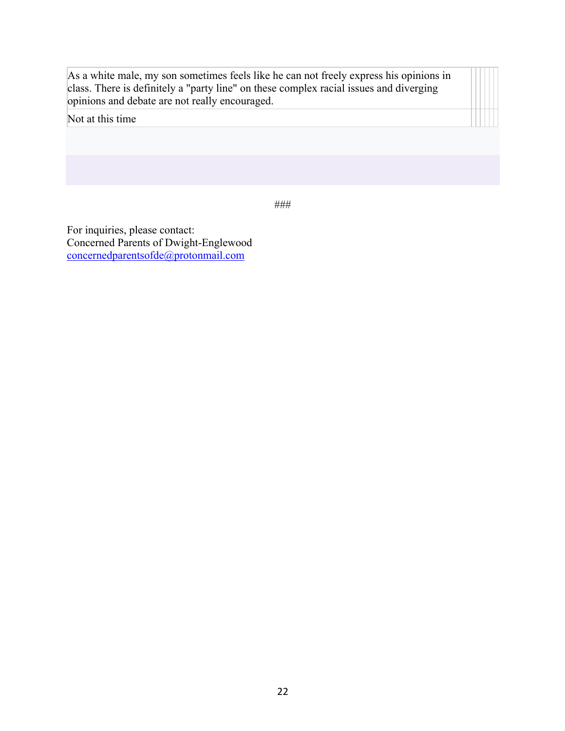| | | | | | |
|---|---|---|---|---|---|
| As a white male, my son sometimes feels like he can not freely express his opinions in class. There is definitely a "party line" on these complex racial issues and diverging opinions and debate are not really encouraged. | | | | | |
| Not at this time | | | | | |

###

For inquiries, please contact:
Concerned Parents of Dwight-Englewood
concernedparentsofde@protonmail.com